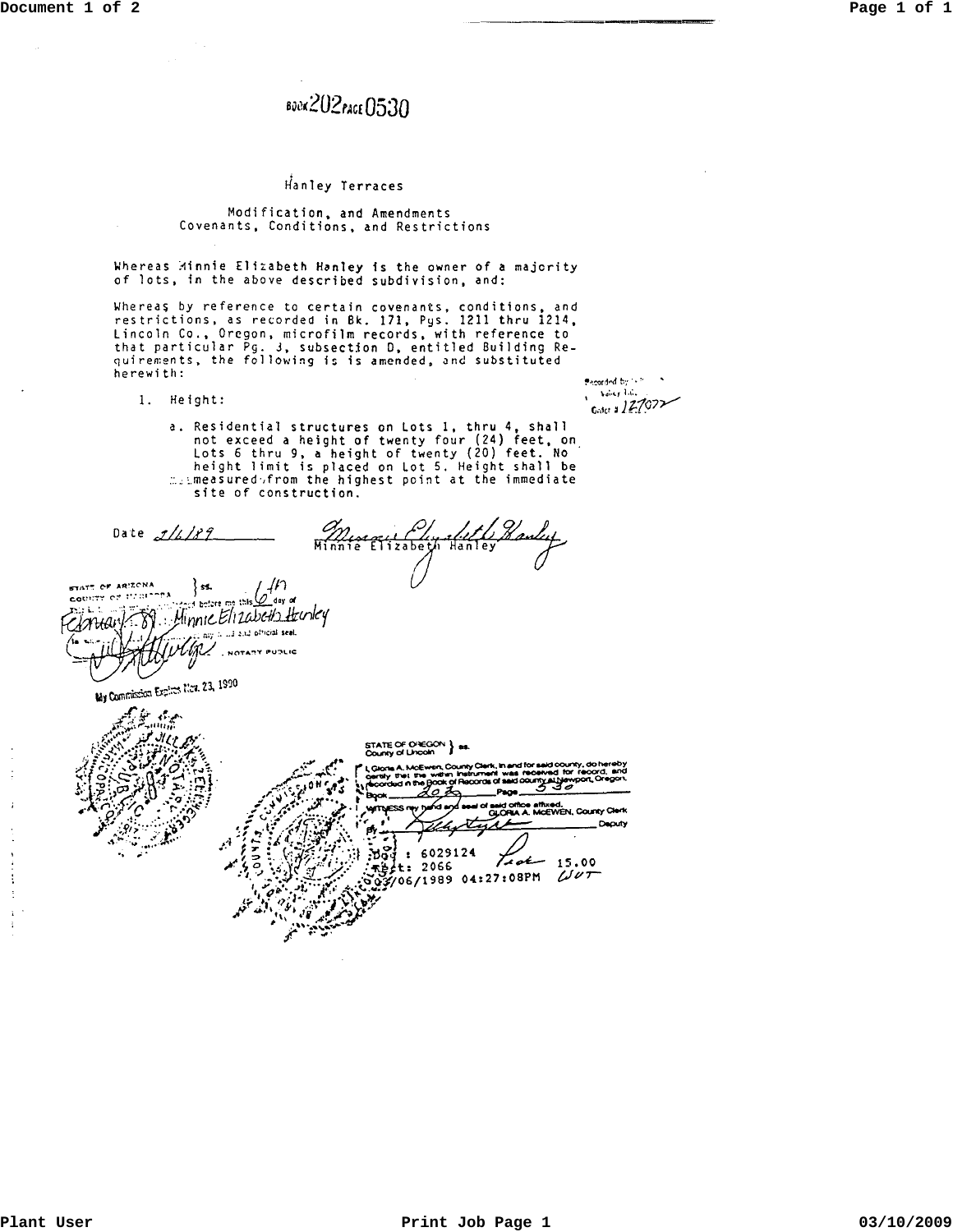BOOK 202 PAGE 0530

# Hanley Terraces

## Modification, and Amendments
## Covenants, Conditions, and Restrictions

Whereas Minnie Elizabeth Hanley is the owner of a majority of lots, in the above described subdivision, and:

Whereas by reference to certain covenants, conditions, and restrictions, as recorded in Bk. 171, Pgs. 1211 thru 1214, Lincoln Co., Oregon, microfilm records, with reference to that particular Pg. 3, subsection D, entitled Building Requirements, the following is is amended, and substituted herewith:

Recorded by ...
... Valley Title
Order # 127077

1. Height:

   a. Residential structures on Lots 1, thru 4, shall not exceed a height of twenty four (24) feet, on Lots 6 thru 9, a height of twenty (20) feet. No height limit is placed on Lot 5. Height shall be measured from the highest point at the immediate site of construction.

Date 2/6/89

Minnie Elizabeth Hanley
Minnie Elizabeth Hanley

STATE OF ARIZONA }
COUNTY OF MARICOPA } ss.

This ... was acknowledged before me this 6th day of February 89 Minnie Elizabeth Hanley

... my hand and official seal.

NOTARY PUBLIC

My Commission Expires Nov. 23, 1990

STATE OF OREGON }
County of Lincoln } ss.

I, Gloria A. McEwen, County Clerk, in and for said county, do hereby certify that the within instrument was received for record, and recorded in the Book of Records of said county at Newport, Oregon.

Book 202 Page 530

WITNESS my hand and seal of said office affixed.
GLORIA A. McEWEN, County Clerk

By ______________________ Deputy

Doc : 6029124
Rcpt: 2066
03/06/1989 04:27:08PM

15.00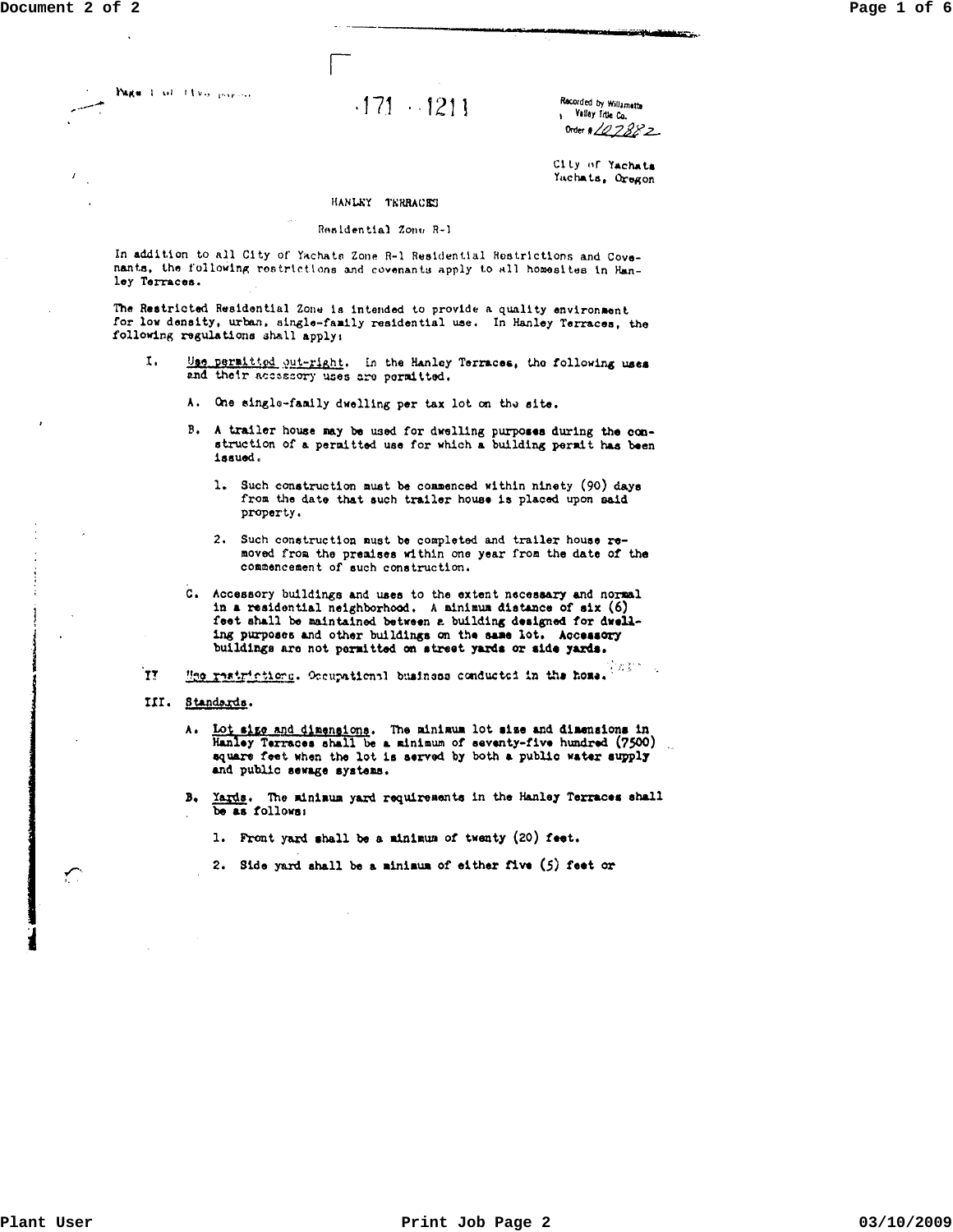Page 1 of five pages

171 1211

Recorded by Willamette Valley Title Co. Order # 102882

City of Yachats
Yachats, Oregon

## HANLEY TERRACES

### Residential Zone R-1

In addition to all City of Yachats Zone R-1 Residential Restrictions and Covenants, the following restrictions and covenants apply to all homesites in Hanley Terraces.

The Restricted Residential Zone is intended to provide a quality environment for low density, urban, single-family residential use. In Hanley Terraces, the following regulations shall apply:

I. Use permitted out-right. In the Hanley Terraces, the following uses and their accessory uses are permitted.

   A. One single-family dwelling per tax lot on the site.

   B. A trailer house may be used for dwelling purposes during the construction of a permitted use for which a building permit has been issued.

      1. Such construction must be commenced within ninety (90) days from the date that such trailer house is placed upon said property.

      2. Such construction must be completed and trailer house removed from the premises within one year from the date of the commencement of such construction.

   C. Accessory buildings and uses to the extent necessary and normal in a residential neighborhood. A minimum distance of six (6) feet shall be maintained between a building designed for dwelling purposes and other buildings on the same lot. Accessory buildings are not permitted on street yards or side yards.

II. Use restrictions. Occupational business conducted in the home.

III. Standards.

   A. Lot size and dimensions. The minimum lot size and dimensions in Hanley Terraces shall be a minimum of seventy-five hundred (7500) square feet when the lot is served by both a public water supply and public sewage systems.

   B. Yards. The minimum yard requirements in the Hanley Terraces shall be as follows:

      1. Front yard shall be a minimum of twenty (20) feet.

      2. Side yard shall be a minimum of either five (5) feet or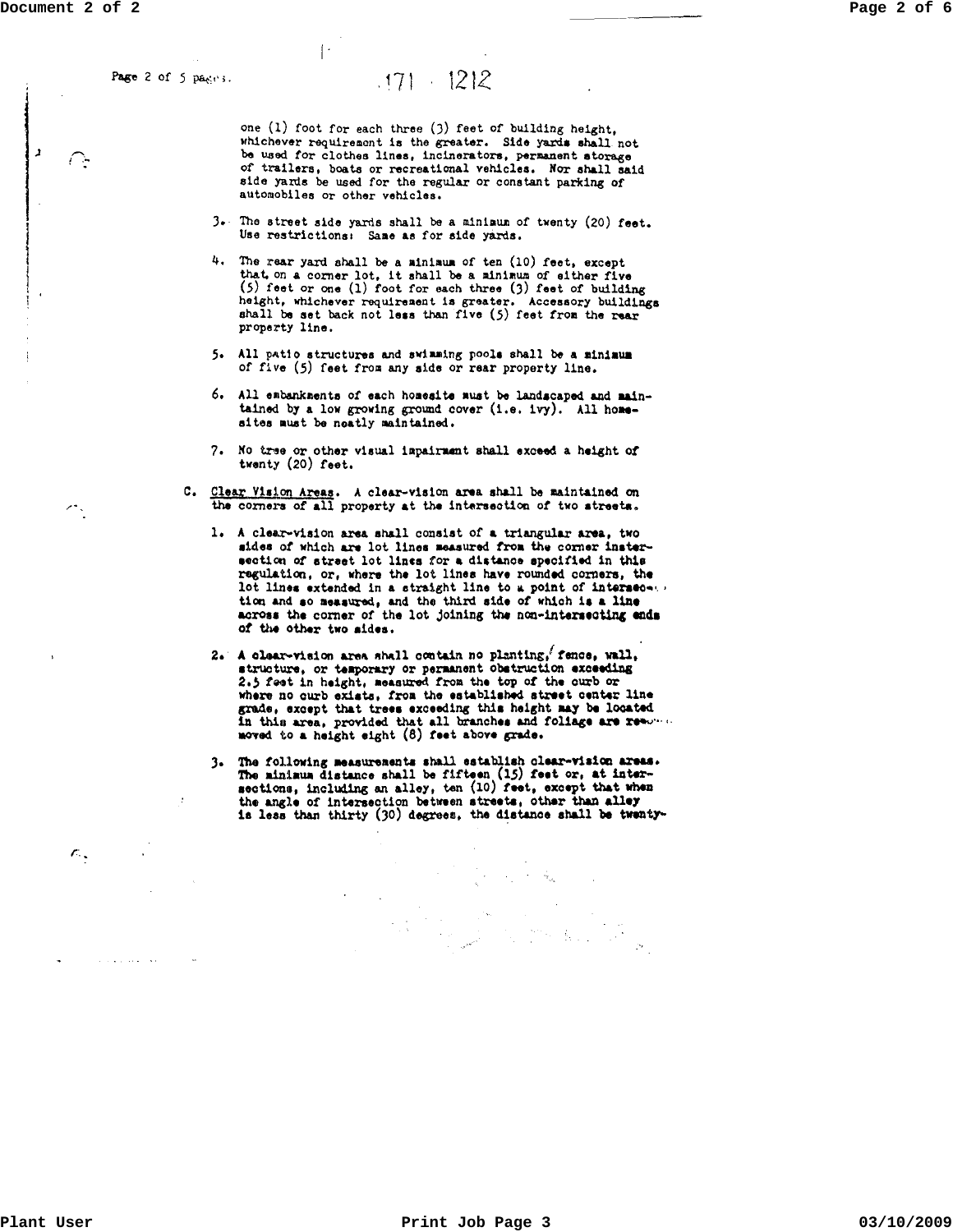one (1) foot for each three (3) feet of building height, whichever requirement is the greater. Side yards shall not be used for clothes lines, incinerators, permanent storage of trailers, boats or recreational vehicles. Nor shall said side yards be used for the regular or constant parking of automobiles or other vehicles.

3. The street side yards shall be a minimum of twenty (20) feet. Use restrictions: Same as for side yards.

4. The rear yard shall be a minimum of ten (10) feet, except that on a corner lot, it shall be a minimum of either five (5) feet or one (1) foot for each three (3) feet of building height, whichever requirement is greater. Accessory buildings shall be set back not less than five (5) feet from the rear property line.

5. All patio structures and swimming pools shall be a minimum of five (5) feet from any side or rear property line.

6. All embankments of each homesite must be landscaped and maintained by a low growing ground cover (i.e. ivy). All homesites must be neatly maintained.

7. No tree or other visual impairment shall exceed a height of twenty (20) feet.

C. Clear Vision Areas. A clear-vision area shall be maintained on the corners of all property at the intersection of two streets.

1. A clear-vision area shall consist of a triangular area, two sides of which are lot lines measured from the corner intersection of street lot lines for a distance specified in this regulation, or, where the lot lines have rounded corners, the lot lines extended in a straight line to a point of intersection and so measured, and the third side of which is a line across the corner of the lot joining the non-intersecting ends of the other two sides.

2. A clear-vision area shall contain no planting, fence, wall, structure, or temporary or permanent obstruction exceeding 2.5 feet in height, measured from the top of the curb or where no curb exists, from the established street center line grade, except that trees exceeding this height may be located in this area, provided that all branches and foliage are removed to a height eight (8) feet above grade.

3. The following measurements shall establish clear-vision areas. The minimum distance shall be fifteen (15) feet or, at intersections, including an alley, ten (10) feet, except that when the angle of intersection between streets, other than alley is less than thirty (30) degrees, the distance shall be twenty-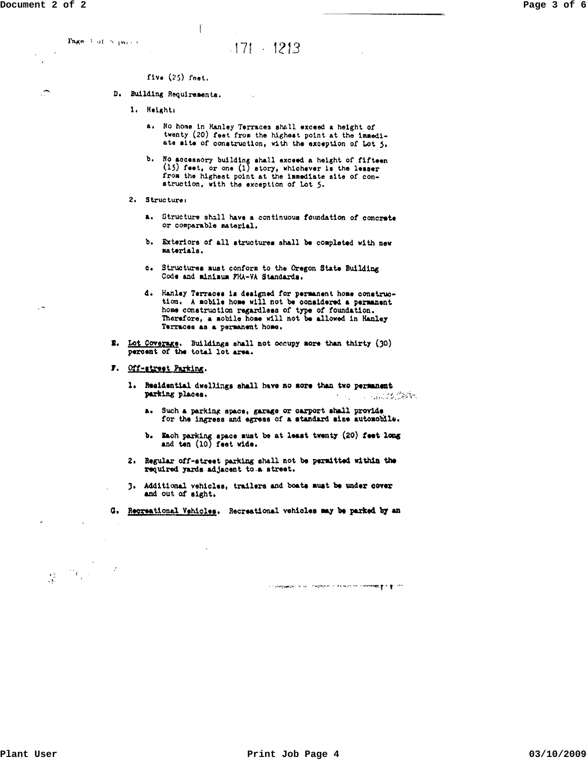five (25) feet.

D. Building Requirements.

1. Height:

a. No home in Hanley Terraces shall exceed a height of twenty (20) feet from the highest point at the immediate site of construction, with the exception of Lot 5.

b. No accessory building shall exceed a height of fifteen (15) feet, or one (1) story, whichever is the lesser from the highest point at the immediate site of construction, with the exception of Lot 5.

2. Structure:

a. Structure shall have a continuous foundation of concrete or comparable material.

b. Exteriors of all structures shall be completed with new materials.

c. Structures must conform to the Oregon State Building Code and minimum FHA-VA Standards.

d. Hanley Terraces is designed for permanent home construction. A mobile home will not be considered a permanent home construction regardless of type of foundation. Therefore, a mobile home will not be allowed in Hanley Terraces as a permanent home.

E. Lot Coverage. Buildings shall not occupy more than thirty (30) percent of the total lot area.

F. Off-street Parking.

1. Residential dwellings shall have no more than two permanent parking places.

a. Such a parking space, garage or carport shall provide for the ingress and egress of a standard size automobile.

b. Each parking space must be at least twenty (20) feet long and ten (10) feet wide.

2. Regular off-street parking shall not be permitted within the required yards adjacent to a street.

3. Additional vehicles, trailers and boats must be under cover and out of sight.

G. Recreational Vehicles. Recreational vehicles may be parked by an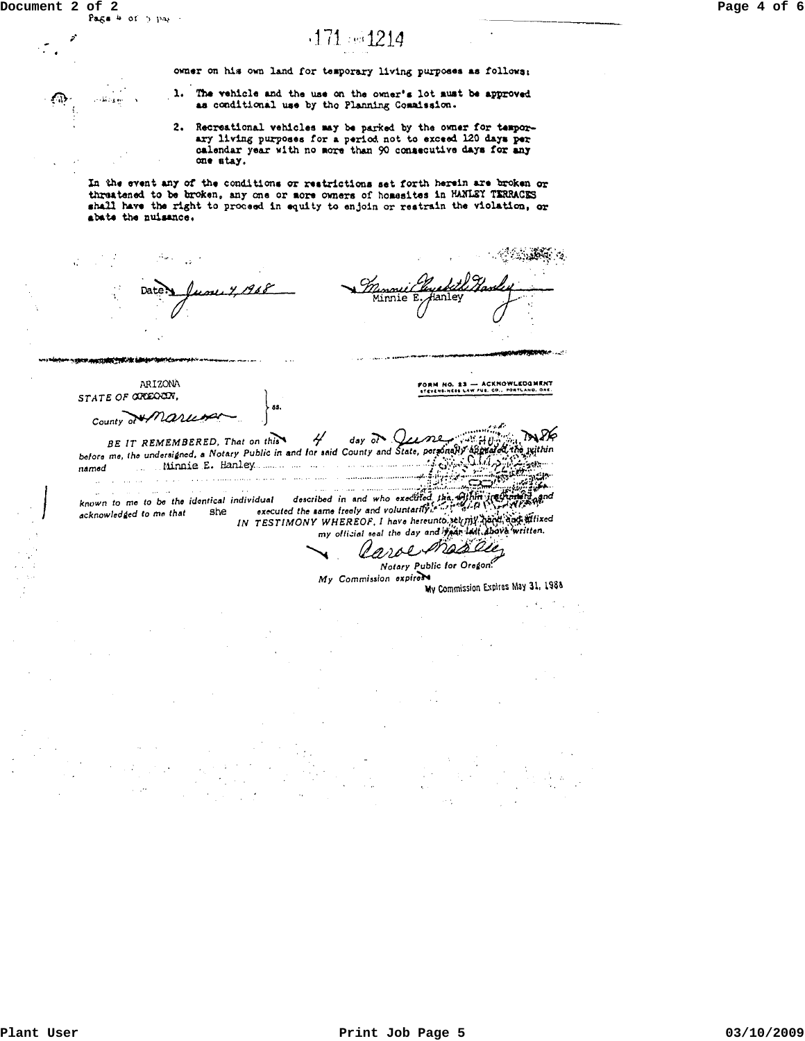171 1214

owner on his own land for temporary living purposes as follows:

1. The vehicle and the use on the owner's lot must be approved as conditional use by the Planning Commission.

2. Recreational vehicles may be parked by the owner for temporary living purposes for a period not to exceed 120 days per calendar year with no more than 90 consecutive days for any one stay.

In the event any of the conditions or restrictions set forth herein are broken or threatened to be broken, any one or more owners of homesites in HANLEY TERRACES shall have the right to proceed in equity to enjoin or restrain the violation, or abate the nuisance.

Dated June 7, 1986

Minnie E. Hanley

FORM NO. 23 — ACKNOWLEDGMENT
STEVENS-NESS LAW PUB. CO., PORTLAND, ORE.

STATE OF ~~OREGON~~ ARIZONA,
County of Maricopa } ss.

BE IT REMEMBERED, That on this 4 day of June 1986 before me, the undersigned, a Notary Public in and for said County and State, personally appeared the within named Minnie E. Hanley

known to me to be the identical individual described in and who executed the within instrument and acknowledged to me that she executed the same freely and voluntarily.

IN TESTIMONY WHEREOF, I have hereunto set my hand and affixed my official seal the day and year last above written.

Carol Mosley
Notary Public for Oregon.

My Commission expires My Commission Expires May 31, 1988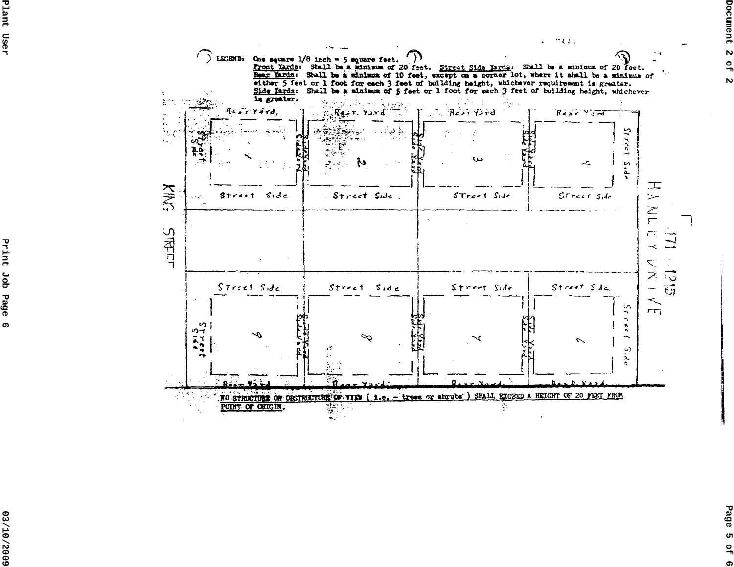**LEGEND:** One square 1/8 inch = 5 square feet.

**Front Yards:** Shall be a minimum of 20 feet. **Street Side Yards:** Shall be a minimum of 20 feet.

**Rear Yards:** Shall be a minimum of 10 feet, except on a corner lot, where it shall be a minimum of either 5 feet or 1 foot for each 3 feet of building height, whichever requirement is greater.

**Side Yards:** Shall be a minimum of 5 feet or 1 foot for each 3 feet of building height, whichever is greater.

Rear Yard

Rear Yard

Rear Yard

Rear Yard

Street Side

Side Yard

Side Yard

Side Yard

Side Yard

Side Yard

Side Yard

Street Side

1

2

3

4

Street Side

Street Side

Street Side

Street Side

KING STREET

HANLEY DRIVE

171 . 1215

Street Side

Street Side

Street Side

Street Side

Street Side

Side Yard

Side Yard

Side Yard

Side Yard

Side Yard

Side Yard

Street Side

9

8

7

6

Rear Yard

Rear Yard

Rear Yard

Rear Yard

**NO STRUCTURE OR OBSTRUCTURE OF VIEW ( i.e. - trees or shrubs ) SHALL EXCEED A HEIGHT OF 20 FEET FROM POINT OF ORIGIN.**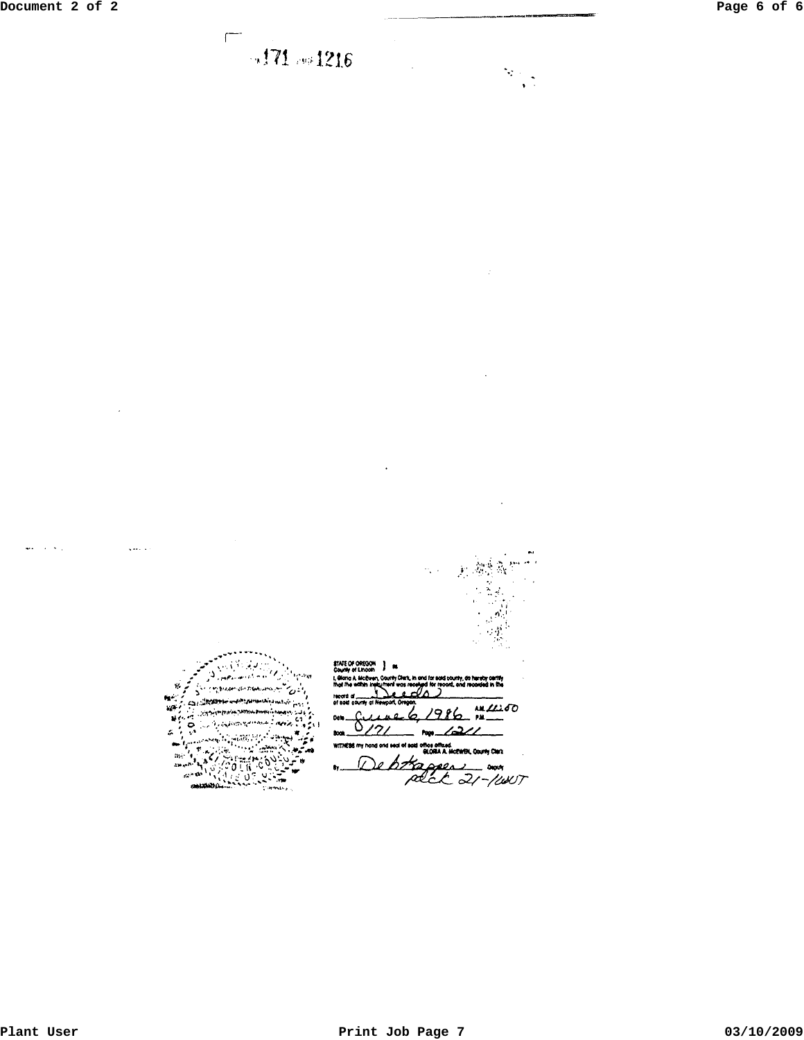171 1216

STATE OF OREGON } ss.
County of Lincoln

I, Gloria A. McEwen, County Clerk, in and for said county, do hereby certify that the within instrument was received for record, and recorded in the record of Deeds of said county at Newport, Oregon.

Date June 6, 1986 A.M. 11:50 P.M.

Book 171 Page 1211

WITNESS my hand and seal of said office affixed.
GLORIA A. McEWEN, County Clerk

By Deb Kapser Deputy

Ack 21-1WUT